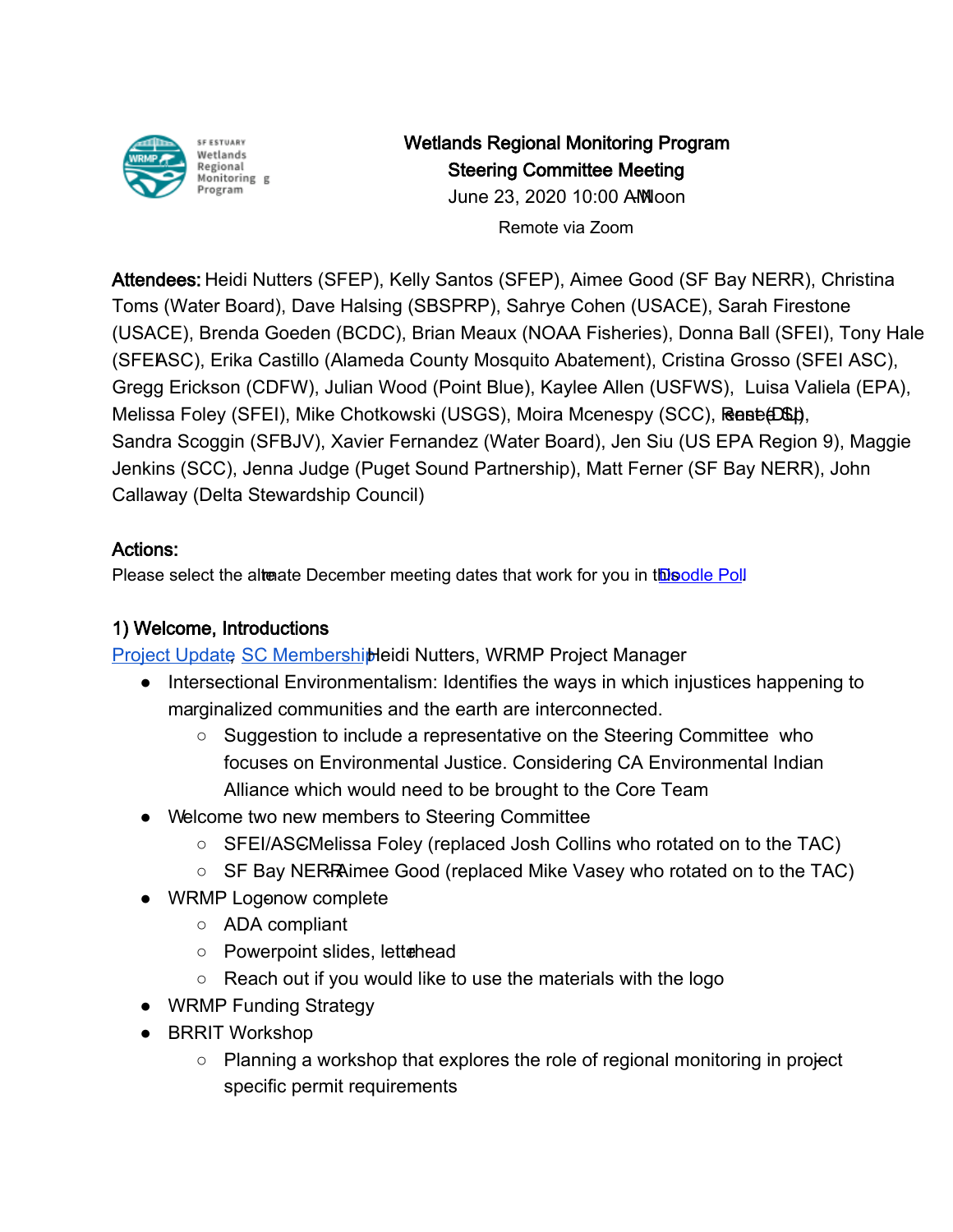Wetlands Regional Monitoring Program
Steering Committee Meeting
June 23, 2020 10:00 AM - Noon
Remote via Zoom

**Attendees:** Heidi Nutters (SFEP), Kelly Santos (SFEP), Aimee Good (SF Bay NERR), Christina Toms (Water Board), Dave Halsing (SBSPRP), Sahrye Cohen (USACE), Sarah Firestone (USACE), Brenda Goeden (BCDC), Brian Meaux (NOAA Fisheries), Donna Ball (SFEI), Tony Hale (SFEI ASC), Erika Castillo (Alameda County Mosquito Abatement), Cristina Grosso (SFEI ASC), Gregg Erickson (CDFW), Julian Wood (Point Blue), Kaylee Allen (USFWS), Luisa Valiela (EPA), Melissa Foley (SFEI), Mike Chotkowski (USGS), Moira Mcenespy (SCC), Renee (DSC), Sandra Scoggin (SFBJV), Xavier Fernandez (Water Board), Jen Siu (US EPA Region 9), Maggie Jenkins (SCC), Jenna Judge (Puget Sound Partnership), Matt Ferner (SF Bay NERR), John Callaway (Delta Stewardship Council)

**Actions:**
Please select the alternate December meeting dates that work for you in this Doodle Poll

## 1) Welcome, Introductions

Project Update, SC Membership - Heidi Nutters, WRMP Project Manager

- Intersectional Environmentalism: Identifies the ways in which injustices happening to marginalized communities and the earth are interconnected.
  - Suggestion to include a representative on the Steering Committee who focuses on Environmental Justice. Considering CA Environmental Indian Alliance which would need to be brought to the Core Team
- Welcome two new members to Steering Committee
  - SFEI/ASC - Melissa Foley (replaced Josh Collins who rotated on to the TAC)
  - SF Bay NERR - Aimee Good (replaced Mike Vasey who rotated on to the TAC)
- WRMP Logo now complete
  - ADA compliant
  - Powerpoint slides, letterhead
  - Reach out if you would like to use the materials with the logo
- WRMP Funding Strategy
- BRRIT Workshop
  - Planning a workshop that explores the role of regional monitoring in project-specific permit requirements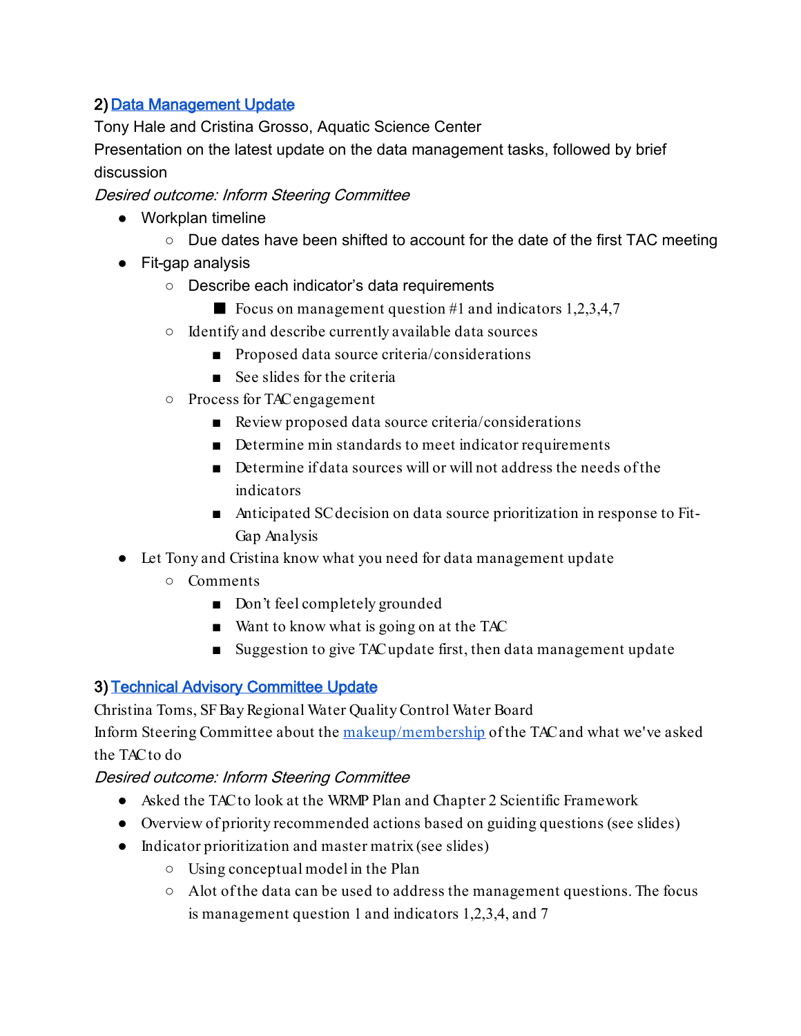2) [Data Management Update]

Tony Hale and Cristina Grosso, Aquatic Science Center

Presentation on the latest update on the data management tasks, followed by brief discussion

*Desired outcome: Inform Steering Committee*

- Workplan timeline
  - Due dates have been shifted to account for the date of the first TAC meeting
- Fit-gap analysis
  - Describe each indicator's data requirements
    - Focus on management question #1 and indicators 1,2,3,4,7
  - Identify and describe currently available data sources
    - Proposed data source criteria/considerations
    - See slides for the criteria
  - Process for TAC engagement
    - Review proposed data source criteria/considerations
    - Determine min standards to meet indicator requirements
    - Determine if data sources will or will not address the needs of the indicators
    - Anticipated SC decision on data source prioritization in response to Fit-Gap Analysis
- Let Tony and Cristina know what you need for data management update
  - Comments
    - Don't feel completely grounded
    - Want to know what is going on at the TAC
    - Suggestion to give TAC update first, then data management update

3) [Technical Advisory Committee Update]

Christina Toms, SF Bay Regional Water Quality Control Water Board

Inform Steering Committee about the [makeup/membership] of the TAC and what we've asked the TAC to do

*Desired outcome: Inform Steering Committee*

- Asked the TAC to look at the WRMP Plan and Chapter 2 Scientific Framework
- Overview of priority recommended actions based on guiding questions (see slides)
- Indicator prioritization and master matrix (see slides)
  - Using conceptual model in the Plan
  - Alot of the data can be used to address the management questions. The focus is management question 1 and indicators 1,2,3,4, and 7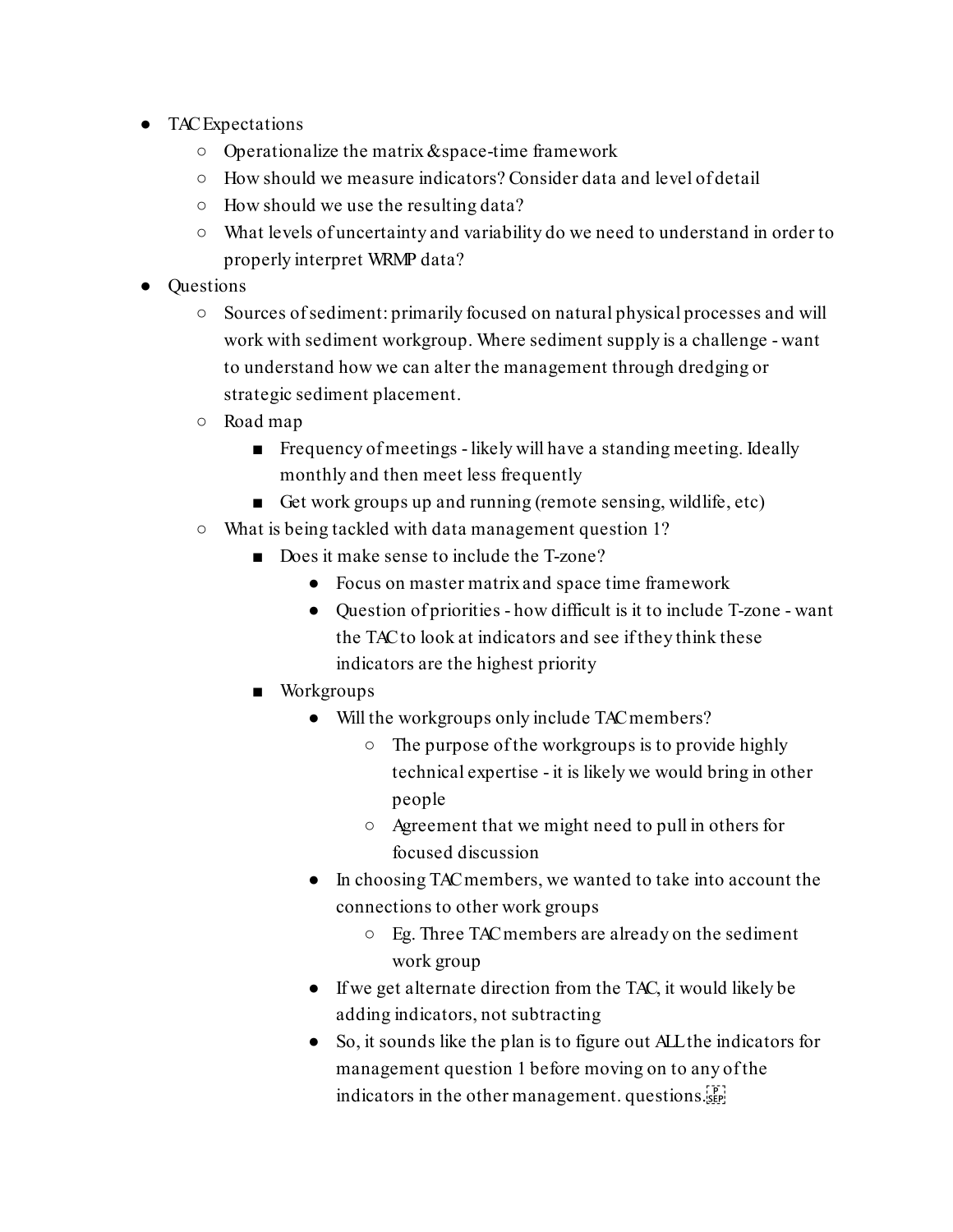- TAC Expectations
  - Operationalize the matrix & space-time framework
  - How should we measure indicators? Consider data and level of detail
  - How should we use the resulting data?
  - What levels of uncertainty and variability do we need to understand in order to properly interpret WRMP data?
- Questions
  - Sources of sediment: primarily focused on natural physical processes and will work with sediment workgroup. Where sediment supply is a challenge - want to understand how we can alter the management through dredging or strategic sediment placement.
  - Road map
    - Frequency of meetings - likely will have a standing meeting. Ideally monthly and then meet less frequently
    - Get work groups up and running (remote sensing, wildlife, etc)
  - What is being tackled with data management question 1?
    - Does it make sense to include the T-zone?
      - Focus on master matrix and space time framework
      - Question of priorities - how difficult is it to include T-zone - want the TAC to look at indicators and see if they think these indicators are the highest priority
    - Workgroups
      - Will the workgroups only include TAC members?
        - The purpose of the workgroups is to provide highly technical expertise - it is likely we would bring in other people
        - Agreement that we might need to pull in others for focused discussion
      - In choosing TAC members, we wanted to take into account the connections to other work groups
        - Eg. Three TAC members are already on the sediment work group
      - If we get alternate direction from the TAC, it would likely be adding indicators, not subtracting
      - So, it sounds like the plan is to figure out ALL the indicators for management question 1 before moving on to any of the indicators in the other management. questions.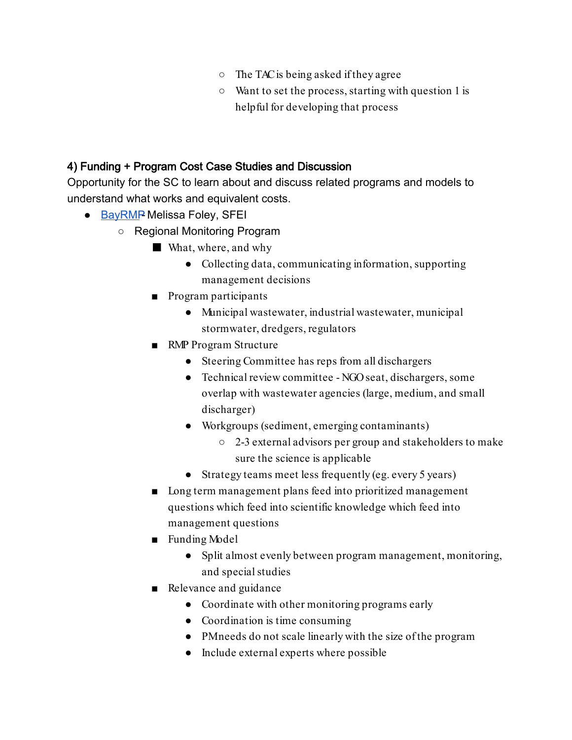- The TAC is being asked if they agree
    - Want to set the process, starting with question 1 is helpful for developing that process

### 4) Funding + Program Cost Case Studies and Discussion

Opportunity for the SC to learn about and discuss related programs and models to understand what works and equivalent costs.

- BayRMP- Melissa Foley, SFEI
  - Regional Monitoring Program
    - What, where, and why
      - Collecting data, communicating information, supporting management decisions
    - Program participants
      - Municipal wastewater, industrial wastewater, municipal stormwater, dredgers, regulators
    - RMP Program Structure
      - Steering Committee has reps from all dischargers
      - Technical review committee - NGO seat, dischargers, some overlap with wastewater agencies (large, medium, and small discharger)
      - Workgroups (sediment, emerging contaminants)
        - 2-3 external advisors per group and stakeholders to make sure the science is applicable
      - Strategy teams meet less frequently (eg. every 5 years)
    - Long term management plans feed into prioritized management questions which feed into scientific knowledge which feed into management questions
    - Funding Model
      - Split almost evenly between program management, monitoring, and special studies
    - Relevance and guidance
      - Coordinate with other monitoring programs early
      - Coordination is time consuming
      - PM needs do not scale linearly with the size of the program
      - Include external experts where possible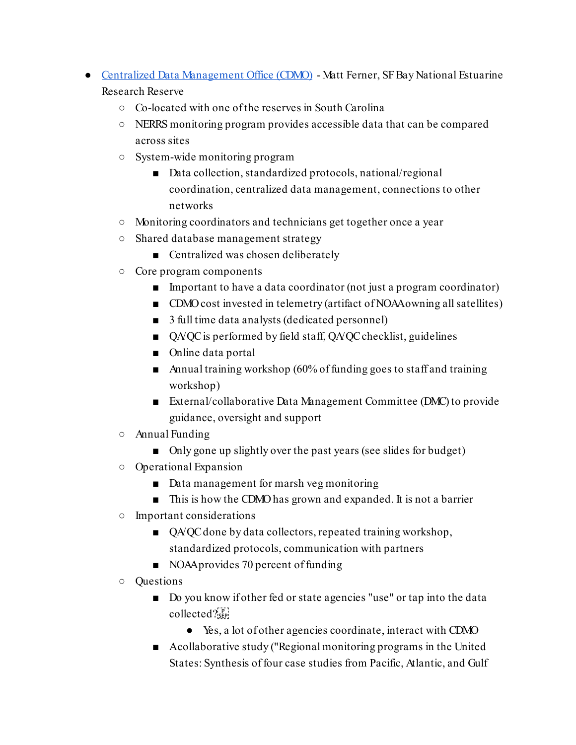- [Centralized Data Management Office (CDMO)](#) - Matt Ferner, SF Bay National Estuarine Research Reserve
    - Co-located with one of the reserves in South Carolina
    - NERRS monitoring program provides accessible data that can be compared across sites
    - System-wide monitoring program
        - Data collection, standardized protocols, national/regional coordination, centralized data management, connections to other networks
    - Monitoring coordinators and technicians get together once a year
    - Shared database management strategy
        - Centralized was chosen deliberately
    - Core program components
        - Important to have a data coordinator (not just a program coordinator)
        - CDMO cost invested in telemetry (artifact of NOAA owning all satellites)
        - 3 full time data analysts (dedicated personnel)
        - QA/QC is performed by field staff, QA/QC checklist, guidelines
        - Online data portal
        - Annual training workshop (60% of funding goes to staff and training workshop)
        - External/collaborative Data Management Committee (DMC) to provide guidance, oversight and support
    - Annual Funding
        - Only gone up slightly over the past years (see slides for budget)
    - Operational Expansion
        - Data management for marsh veg monitoring
        - This is how the CDMO has grown and expanded. It is not a barrier
    - Important considerations
        - QA/QC done by data collectors, repeated training workshop, standardized protocols, communication with partners
        - NOAA provides 70 percent of funding
    - Questions
        - Do you know if other fed or state agencies "use" or tap into the data collected?
            - Yes, a lot of other agencies coordinate, interact with CDMO
        - A collaborative study ("Regional monitoring programs in the United States: Synthesis of four case studies from Pacific, Atlantic, and Gulf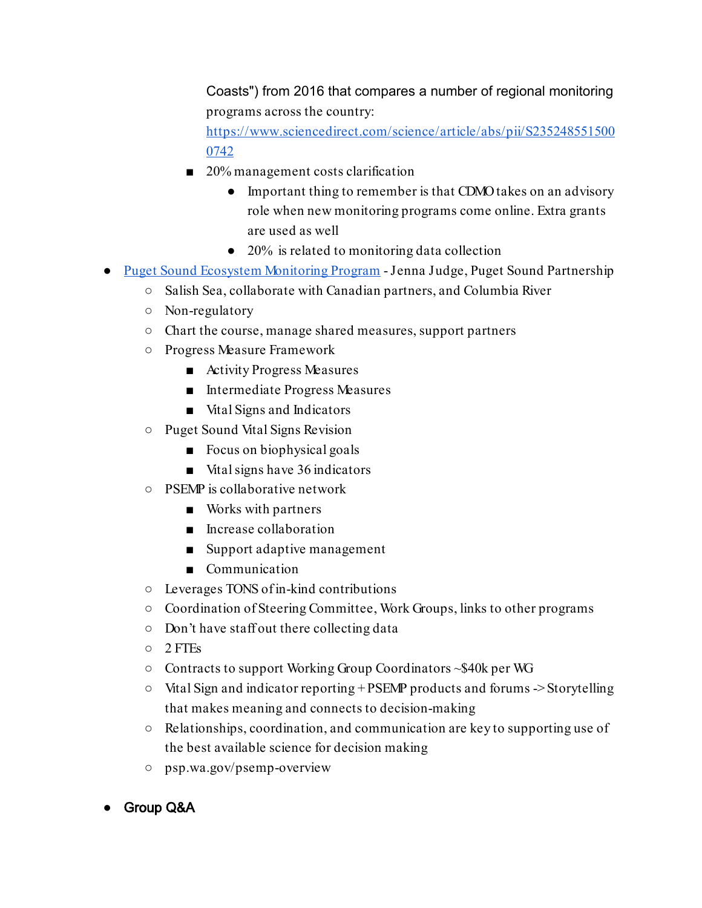Coasts") from 2016 that compares a number of regional monitoring programs across the country: [https://www.sciencedirect.com/science/article/abs/pii/S2352485515000742](https://www.sciencedirect.com/science/article/abs/pii/S2352485515000742)

        - 20% management costs clarification
            - Important thing to remember is that CDMO takes on an advisory role when new monitoring programs come online. Extra grants are used as well
            - 20% is related to monitoring data collection
- [Puget Sound Ecosystem Monitoring Program](#) - Jenna Judge, Puget Sound Partnership
    - Salish Sea, collaborate with Canadian partners, and Columbia River
    - Non-regulatory
    - Chart the course, manage shared measures, support partners
    - Progress Measure Framework
        - Activity Progress Measures
        - Intermediate Progress Measures
        - Vital Signs and Indicators
    - Puget Sound Vital Signs Revision
        - Focus on biophysical goals
        - Vital signs have 36 indicators
    - PSEMP is collaborative network
        - Works with partners
        - Increase collaboration
        - Support adaptive management
        - Communication
    - Leverages TONS of in-kind contributions
    - Coordination of Steering Committee, Work Groups, links to other programs
    - Don't have staff out there collecting data
    - 2 FTEs
    - Contracts to support Working Group Coordinators ~$40k per WG
    - Vital Sign and indicator reporting + PSEMP products and forums -> Storytelling that makes meaning and connects to decision-making
    - Relationships, coordination, and communication are key to supporting use of the best available science for decision making
    - psp.wa.gov/psemp-overview

- **Group Q&A**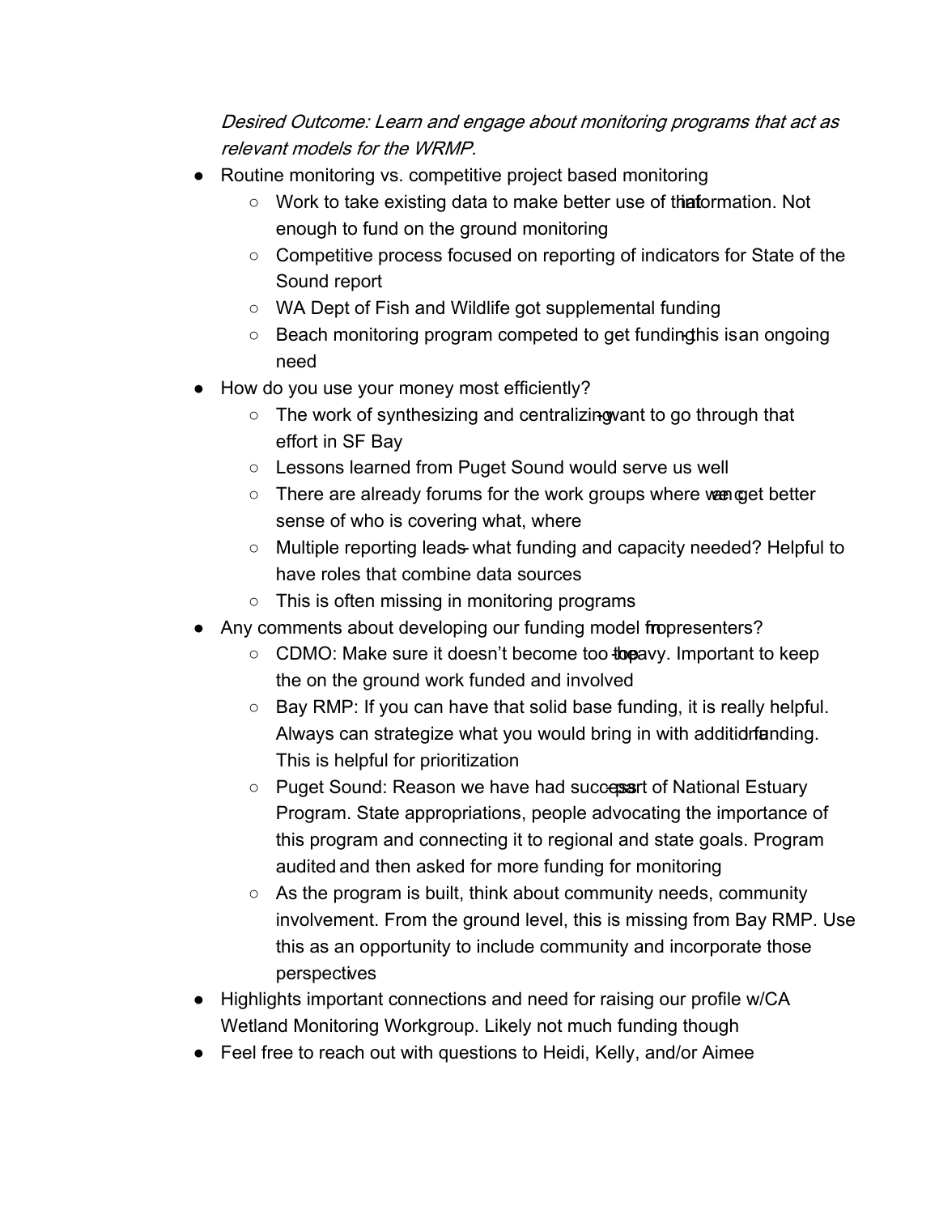*Desired Outcome: Learn and engage about monitoring programs that act as relevant models for the WRMP.*

- Routine monitoring vs. competitive project based monitoring
  - Work to take existing data to make better use of that information. Not enough to fund on the ground monitoring
  - Competitive process focused on reporting of indicators for State of the Sound report
  - WA Dept of Fish and Wildlife got supplemental funding
  - Beach monitoring program competed to get funding - this is an ongoing need
- How do you use your money most efficiently?
  - The work of synthesizing and centralizing - want to go through that effort in SF Bay
  - Lessons learned from Puget Sound would serve us well
  - There are already forums for the work groups where we can get better sense of who is covering what, where
  - Multiple reporting leads - what funding and capacity needed? Helpful to have roles that combine data sources
  - This is often missing in monitoring programs
- Any comments about developing our funding model from presenters?
  - CDMO: Make sure it doesn't become too top-heavy. Important to keep the on the ground work funded and involved
  - Bay RMP: If you can have that solid base funding, it is really helpful. Always can strategize what you would bring in with additional funding. This is helpful for prioritization
  - Puget Sound: Reason we have had success - part of National Estuary Program. State appropriations, people advocating the importance of this program and connecting it to regional and state goals. Program audited and then asked for more funding for monitoring
  - As the program is built, think about community needs, community involvement. From the ground level, this is missing from Bay RMP. Use this as an opportunity to include community and incorporate those perspectives
- Highlights important connections and need for raising our profile w/CA Wetland Monitoring Workgroup. Likely not much funding though
- Feel free to reach out with questions to Heidi, Kelly, and/or Aimee